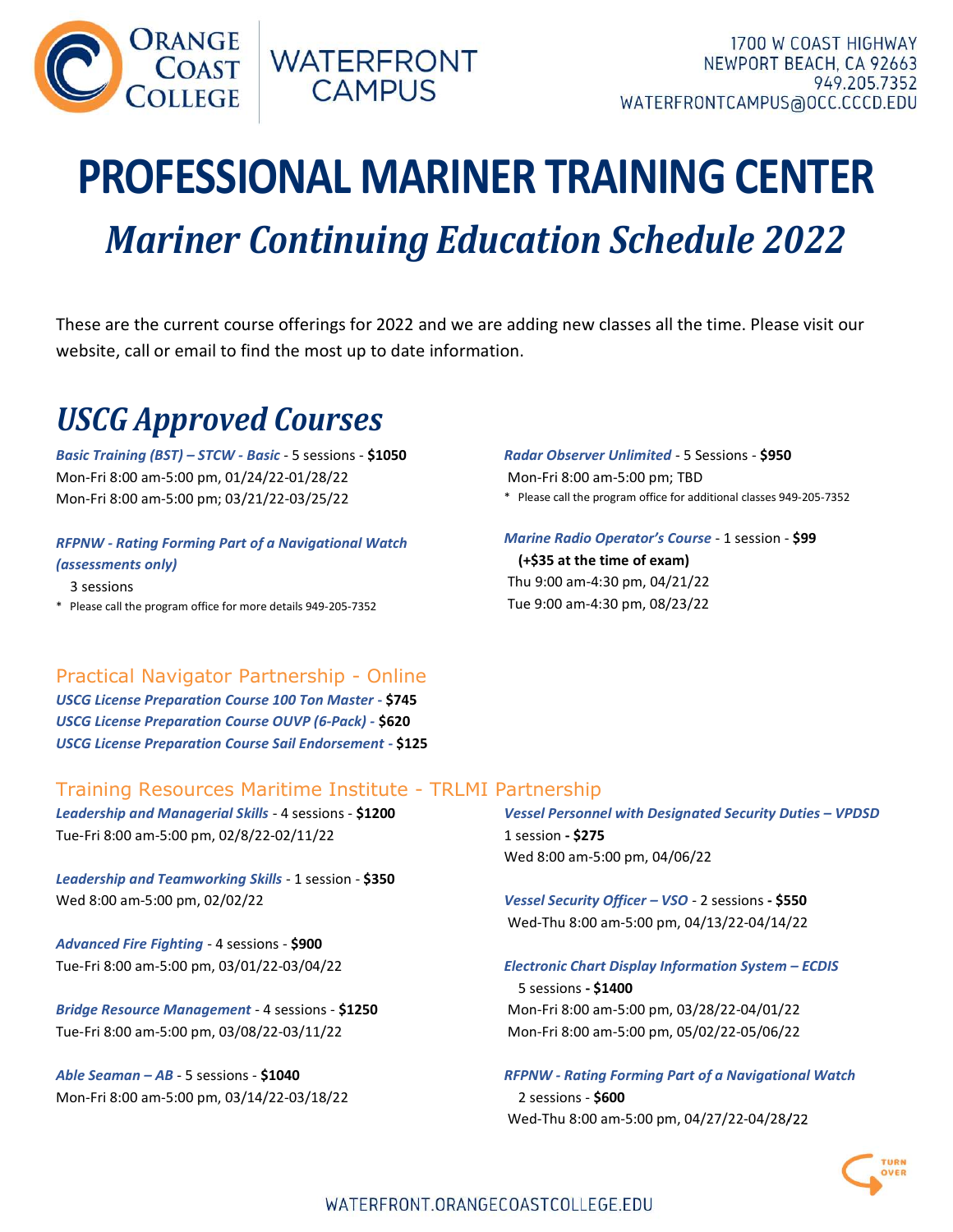ORANGE COAST COLLEGE | WATERFRONT CAMPUS

1700 W COAST HIGHWAY
NEWPORT BEACH, CA 92663
949.205.7352
WATERFRONTCAMPUS@OCC.CCCD.EDU

# PROFESSIONAL MARINER TRAINING CENTER

## *Mariner Continuing Education Schedule 2022*

These are the current course offerings for 2022 and we are adding new classes all the time. Please visit our website, call or email to find the most up to date information.

## *USCG Approved Courses*

***Basic Training (BST) – STCW - Basic*** - 5 sessions - **$1050**
Mon-Fri 8:00 am-5:00 pm, 01/24/22-01/28/22
Mon-Fri 8:00 am-5:00 pm; 03/21/22-03/25/22

***RFPNW - Rating Forming Part of a Navigational Watch (assessments only)***
3 sessions
\* Please call the program office for more details 949-205-7352

***Radar Observer Unlimited*** - 5 Sessions - **$950**
Mon-Fri 8:00 am-5:00 pm; TBD
\* Please call the program office for additional classes 949-205-7352

***Marine Radio Operator's Course*** - 1 session - **$99**
**(+$35 at the time of exam)**
Thu 9:00 am-4:30 pm, 04/21/22
Tue 9:00 am-4:30 pm, 08/23/22

### Practical Navigator Partnership - Online

***USCG License Preparation Course 100 Ton Master*** - **$745**
***USCG License Preparation Course OUVP (6-Pack)*** - **$620**
***USCG License Preparation Course Sail Endorsement*** - **$125**

### Training Resources Maritime Institute - TRLMI Partnership

***Leadership and Managerial Skills*** - 4 sessions - **$1200**
Tue-Fri 8:00 am-5:00 pm, 02/8/22-02/11/22

***Leadership and Teamworking Skills*** - 1 session - **$350**
Wed 8:00 am-5:00 pm, 02/02/22

***Advanced Fire Fighting*** - 4 sessions - **$900**
Tue-Fri 8:00 am-5:00 pm, 03/01/22-03/04/22

***Bridge Resource Management*** - 4 sessions - **$1250**
Tue-Fri 8:00 am-5:00 pm, 03/08/22-03/11/22

***Able Seaman – AB*** - 5 sessions - **$1040**
Mon-Fri 8:00 am-5:00 pm, 03/14/22-03/18/22

***Vessel Personnel with Designated Security Duties – VPDSD***
1 session **- $275**
Wed 8:00 am-5:00 pm, 04/06/22

***Vessel Security Officer – VSO*** - 2 sessions **- $550**
Wed-Thu 8:00 am-5:00 pm, 04/13/22-04/14/22

***Electronic Chart Display Information System – ECDIS***
5 sessions **- $1400**
Mon-Fri 8:00 am-5:00 pm, 03/28/22-04/01/22
Mon-Fri 8:00 am-5:00 pm, 05/02/22-05/06/22

***RFPNW - Rating Forming Part of a Navigational Watch***
2 sessions - **$600**
Wed-Thu 8:00 am-5:00 pm, 04/27/22-04/28/22

TURN OVER

WATERFRONT.ORANGECOASTCOLLEGE.EDU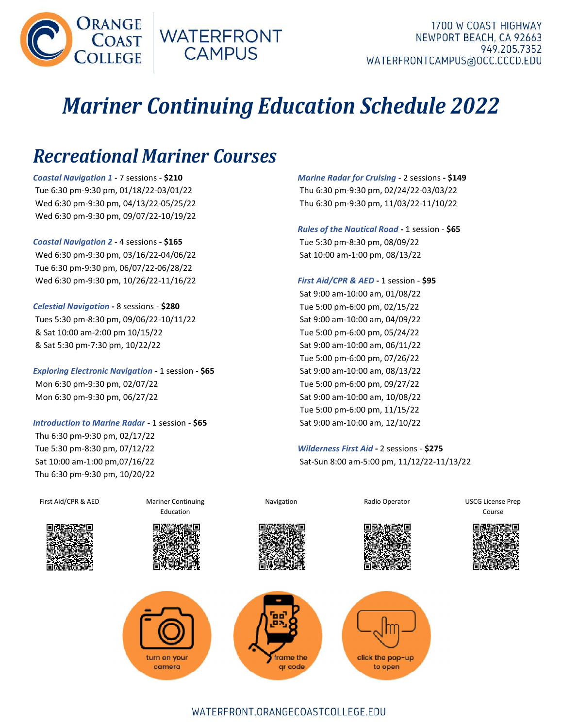ORANGE COAST COLLEGE | WATERFRONT CAMPUS

1700 W COAST HIGHWAY
NEWPORT BEACH, CA 92663
949.205.7352
WATERFRONTCAMPUS@OCC.CCCD.EDU

# *Mariner Continuing Education Schedule 2022*

## *Recreational Mariner Courses*

***Coastal Navigation 1*** - 7 sessions - **$210**
Tue 6:30 pm-9:30 pm, 01/18/22-03/01/22
Wed 6:30 pm-9:30 pm, 04/13/22-05/25/22
Wed 6:30 pm-9:30 pm, 09/07/22-10/19/22

***Coastal Navigation 2*** - 4 sessions **- $165**
Wed 6:30 pm-9:30 pm, 03/16/22-04/06/22
Tue 6:30 pm-9:30 pm, 06/07/22-06/28/22
Wed 6:30 pm-9:30 pm, 10/26/22-11/16/22

***Celestial Navigation* -** 8 sessions - **$280**
Tues 5:30 pm-8:30 pm, 09/06/22-10/11/22
& Sat 10:00 am-2:00 pm 10/15/22
& Sat 5:30 pm-7:30 pm, 10/22/22

***Exploring Electronic Navigation*** - 1 session - **$65**
Mon 6:30 pm-9:30 pm, 02/07/22
Mon 6:30 pm-9:30 pm, 06/27/22

***Introduction to Marine Radar* -** 1 session - **$65**
Thu 6:30 pm-9:30 pm, 02/17/22
Tue 5:30 pm-8:30 pm, 07/12/22
Sat 10:00 am-1:00 pm,07/16/22
Thu 6:30 pm-9:30 pm, 10/20/22

***Marine Radar for Cruising*** - 2 sessions **- $149**
Thu 6:30 pm-9:30 pm, 02/24/22-03/03/22
Thu 6:30 pm-9:30 pm, 11/03/22-11/10/22

***Rules of the Nautical Road* -** 1 session - **$65**
Tue 5:30 pm-8:30 pm, 08/09/22
Sat 10:00 am-1:00 pm, 08/13/22

***First Aid/CPR & AED* -** 1 session - **$95**
Sat 9:00 am-10:00 am, 01/08/22
Tue 5:00 pm-6:00 pm, 02/15/22
Sat 9:00 am-10:00 am, 04/09/22
Tue 5:00 pm-6:00 pm, 05/24/22
Sat 9:00 am-10:00 am, 06/11/22
Tue 5:00 pm-6:00 pm, 07/26/22
Sat 9:00 am-10:00 am, 08/13/22
Tue 5:00 pm-6:00 pm, 09/27/22
Sat 9:00 am-10:00 am, 10/08/22
Tue 5:00 pm-6:00 pm, 11/15/22
Sat 9:00 am-10:00 am, 12/10/22

***Wilderness First Aid* -** 2 sessions - **$275**
Sat-Sun 8:00 am-5:00 pm, 11/12/22-11/13/22

First Aid/CPR & AED | Mariner Continuing Education | Navigation | Radio Operator | USCG License Prep Course

turn on your camera
frame the qr code
click the pop-up to open

WATERFRONT.ORANGECOASTCOLLEGE.EDU